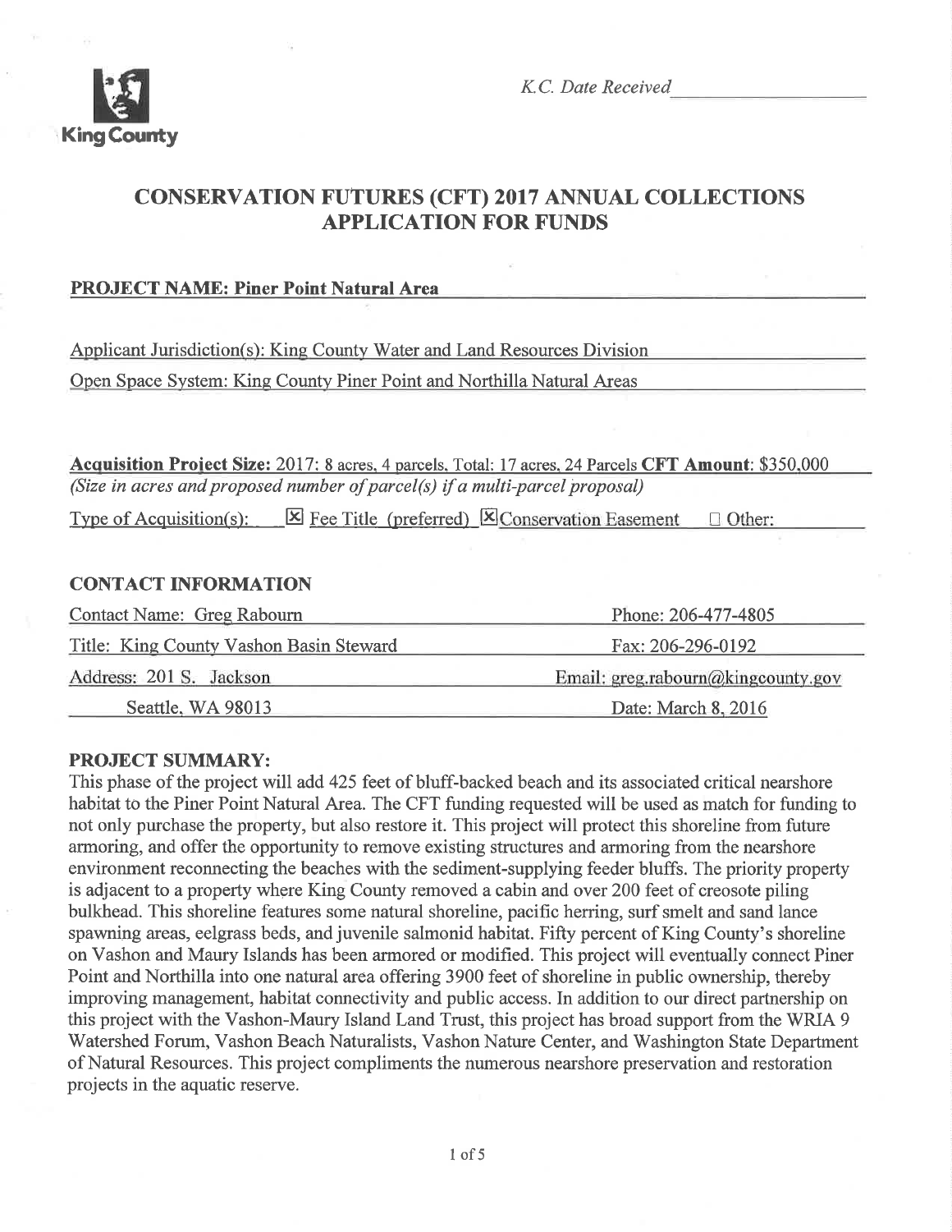King County

*K.C. Date Received* ___________________

# CONSERVATION FUTURES (CFT) 2017 ANNUAL COLLECTIONS APPLICATION FOR FUNDS

**PROJECT NAME: Piner Point Natural Area**

Applicant Jurisdiction(s): King County Water and Land Resources Division

Open Space System: King County Piner Point and Northilla Natural Areas

**Acquisition Project Size:** 2017: 8 acres, 4 parcels, Total: 17 acres, 24 Parcels **CFT Amount**: $350,000

*(Size in acres and proposed number of parcel(s) if a multi-parcel proposal)*

Type of Acquisition(s): ☒ Fee Title (preferred) ☒ Conservation Easement ☐ Other:

## CONTACT INFORMATION

| | |
|---|---|
| Contact Name: Greg Rabourn | Phone: 206-477-4805 |
| Title: King County Vashon Basin Steward | Fax: 206-296-0192 |
| Address: 201 S. Jackson | Email: greg.rabourn@kingcounty.gov |
| Seattle, WA 98013 | Date: March 8, 2016 |

## PROJECT SUMMARY:

This phase of the project will add 425 feet of bluff-backed beach and its associated critical nearshore habitat to the Piner Point Natural Area. The CFT funding requested will be used as match for funding to not only purchase the property, but also restore it. This project will protect this shoreline from future armoring, and offer the opportunity to remove existing structures and armoring from the nearshore environment reconnecting the beaches with the sediment-supplying feeder bluffs. The priority property is adjacent to a property where King County removed a cabin and over 200 feet of creosote piling bulkhead. This shoreline features some natural shoreline, pacific herring, surf smelt and sand lance spawning areas, eelgrass beds, and juvenile salmonid habitat. Fifty percent of King County's shoreline on Vashon and Maury Islands has been armored or modified. This project will eventually connect Piner Point and Northilla into one natural area offering 3900 feet of shoreline in public ownership, thereby improving management, habitat connectivity and public access. In addition to our direct partnership on this project with the Vashon-Maury Island Land Trust, this project has broad support from the WRIA 9 Watershed Forum, Vashon Beach Naturalists, Vashon Nature Center, and Washington State Department of Natural Resources. This project compliments the numerous nearshore preservation and restoration projects in the aquatic reserve.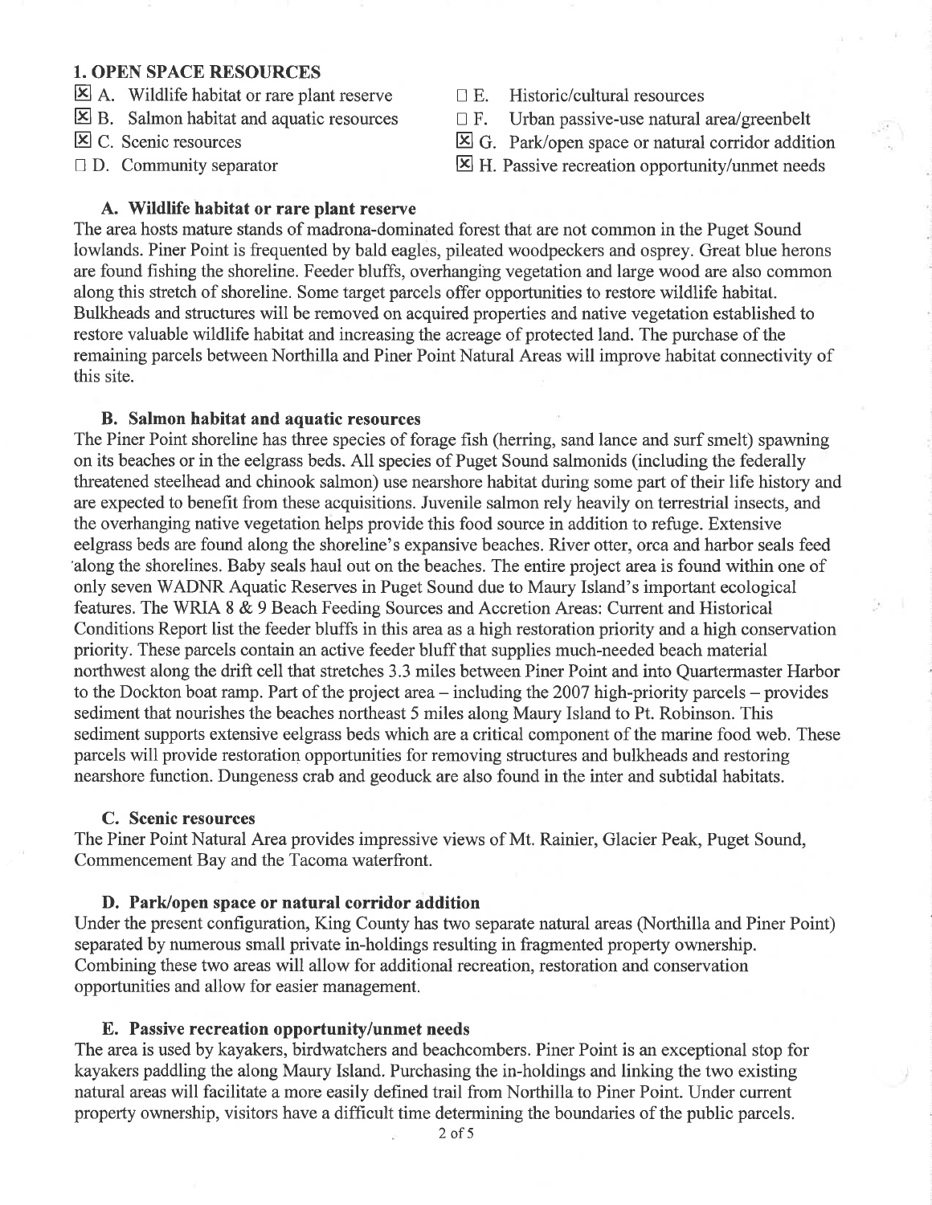## 1. OPEN SPACE RESOURCES

- ☒ A. Wildlife habitat or rare plant reserve
- ☒ B. Salmon habitat and aquatic resources
- ☒ C. Scenic resources
- ☐ D. Community separator
- ☐ E. Historic/cultural resources
- ☐ F. Urban passive-use natural area/greenbelt
- ☒ G. Park/open space or natural corridor addition
- ☒ H. Passive recreation opportunity/unmet needs

### A. Wildlife habitat or rare plant reserve

The area hosts mature stands of madrona-dominated forest that are not common in the Puget Sound lowlands. Piner Point is frequented by bald eagles, pileated woodpeckers and osprey. Great blue herons are found fishing the shoreline. Feeder bluffs, overhanging vegetation and large wood are also common along this stretch of shoreline. Some target parcels offer opportunities to restore wildlife habitat. Bulkheads and structures will be removed on acquired properties and native vegetation established to restore valuable wildlife habitat and increasing the acreage of protected land. The purchase of the remaining parcels between Northilla and Piner Point Natural Areas will improve habitat connectivity of this site.

### B. Salmon habitat and aquatic resources

The Piner Point shoreline has three species of forage fish (herring, sand lance and surf smelt) spawning on its beaches or in the eelgrass beds. All species of Puget Sound salmonids (including the federally threatened steelhead and chinook salmon) use nearshore habitat during some part of their life history and are expected to benefit from these acquisitions. Juvenile salmon rely heavily on terrestrial insects, and the overhanging native vegetation helps provide this food source in addition to refuge. Extensive eelgrass beds are found along the shoreline's expansive beaches. River otter, orca and harbor seals feed along the shorelines. Baby seals haul out on the beaches. The entire project area is found within one of only seven WADNR Aquatic Reserves in Puget Sound due to Maury Island's important ecological features. The WRIA 8 & 9 Beach Feeding Sources and Accretion Areas: Current and Historical Conditions Report list the feeder bluffs in this area as a high restoration priority and a high conservation priority. These parcels contain an active feeder bluff that supplies much-needed beach material northwest along the drift cell that stretches 3.3 miles between Piner Point and into Quartermaster Harbor to the Dockton boat ramp. Part of the project area – including the 2007 high-priority parcels – provides sediment that nourishes the beaches northeast 5 miles along Maury Island to Pt. Robinson. This sediment supports extensive eelgrass beds which are a critical component of the marine food web. These parcels will provide restoration opportunities for removing structures and bulkheads and restoring nearshore function. Dungeness crab and geoduck are also found in the inter and subtidal habitats.

### C. Scenic resources

The Piner Point Natural Area provides impressive views of Mt. Rainier, Glacier Peak, Puget Sound, Commencement Bay and the Tacoma waterfront.

### D. Park/open space or natural corridor addition

Under the present configuration, King County has two separate natural areas (Northilla and Piner Point) separated by numerous small private in-holdings resulting in fragmented property ownership. Combining these two areas will allow for additional recreation, restoration and conservation opportunities and allow for easier management.

### E. Passive recreation opportunity/unmet needs

The area is used by kayakers, birdwatchers and beachcombers. Piner Point is an exceptional stop for kayakers paddling the along Maury Island. Purchasing the in-holdings and linking the two existing natural areas will facilitate a more easily defined trail from Northilla to Piner Point. Under current property ownership, visitors have a difficult time determining the boundaries of the public parcels.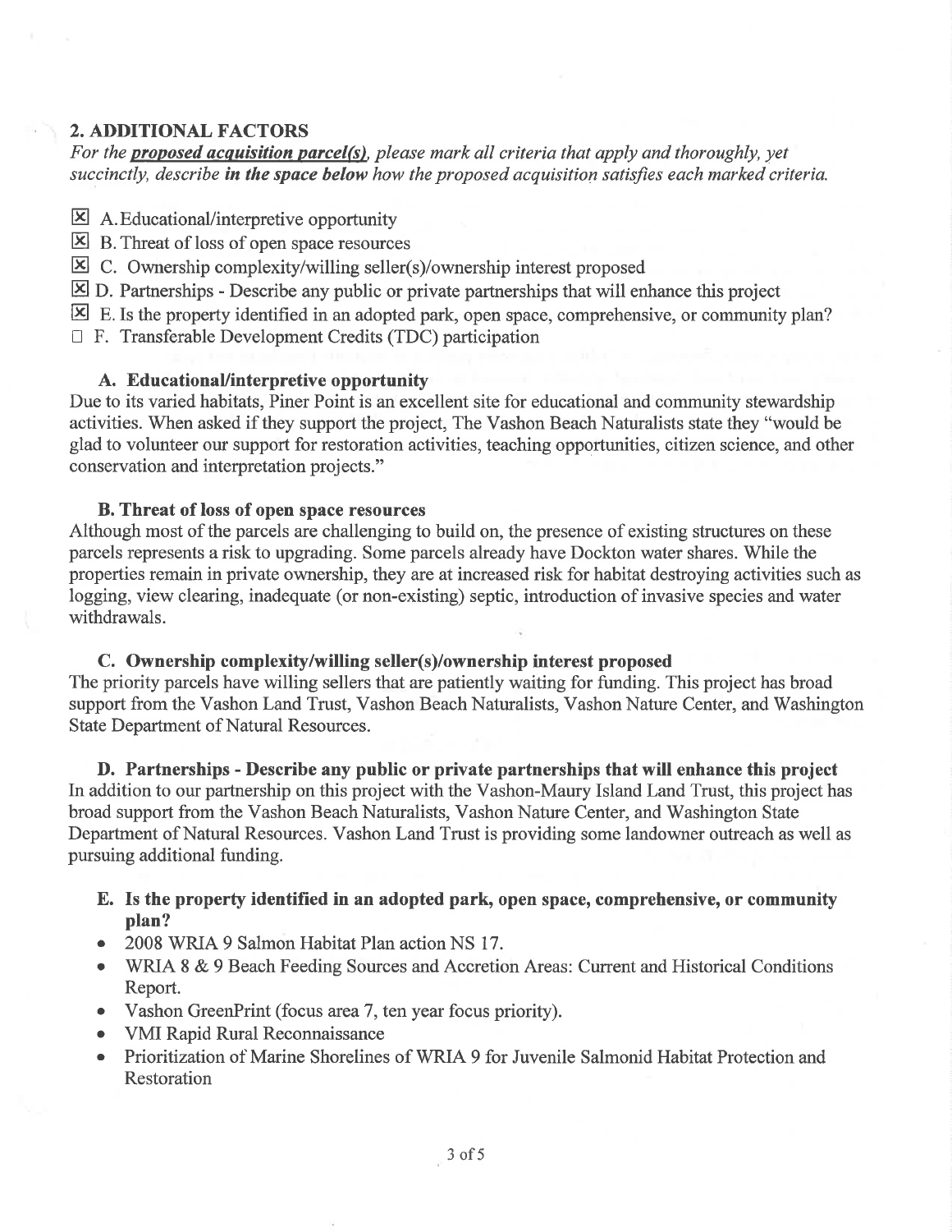## 2. ADDITIONAL FACTORS

*For the **proposed acquisition parcel(s)**, please mark all criteria that apply and thoroughly, yet succinctly, describe **in the space below** how the proposed acquisition satisfies each marked criteria.*

- ☒ A. Educational/interpretive opportunity
- ☒ B. Threat of loss of open space resources
- ☒ C. Ownership complexity/willing seller(s)/ownership interest proposed
- ☒ D. Partnerships - Describe any public or private partnerships that will enhance this project
- ☒ E. Is the property identified in an adopted park, open space, comprehensive, or community plan?
- ☐ F. Transferable Development Credits (TDC) participation

### A. Educational/interpretive opportunity

Due to its varied habitats, Piner Point is an excellent site for educational and community stewardship activities. When asked if they support the project, The Vashon Beach Naturalists state they "would be glad to volunteer our support for restoration activities, teaching opportunities, citizen science, and other conservation and interpretation projects."

### B. Threat of loss of open space resources

Although most of the parcels are challenging to build on, the presence of existing structures on these parcels represents a risk to upgrading. Some parcels already have Dockton water shares. While the properties remain in private ownership, they are at increased risk for habitat destroying activities such as logging, view clearing, inadequate (or non-existing) septic, introduction of invasive species and water withdrawals.

### C. Ownership complexity/willing seller(s)/ownership interest proposed

The priority parcels have willing sellers that are patiently waiting for funding. This project has broad support from the Vashon Land Trust, Vashon Beach Naturalists, Vashon Nature Center, and Washington State Department of Natural Resources.

### D. Partnerships - Describe any public or private partnerships that will enhance this project

In addition to our partnership on this project with the Vashon-Maury Island Land Trust, this project has broad support from the Vashon Beach Naturalists, Vashon Nature Center, and Washington State Department of Natural Resources. Vashon Land Trust is providing some landowner outreach as well as pursuing additional funding.

### E. Is the property identified in an adopted park, open space, comprehensive, or community plan?

- 2008 WRIA 9 Salmon Habitat Plan action NS 17.
- WRIA 8 & 9 Beach Feeding Sources and Accretion Areas: Current and Historical Conditions Report.
- Vashon GreenPrint (focus area 7, ten year focus priority).
- VMI Rapid Rural Reconnaissance
- Prioritization of Marine Shorelines of WRIA 9 for Juvenile Salmonid Habitat Protection and Restoration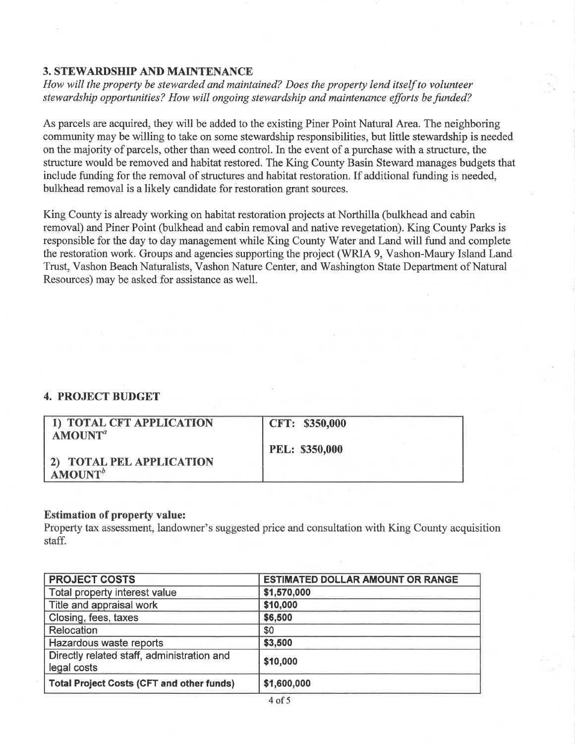## 3. STEWARDSHIP AND MAINTENANCE

*How will the property be stewarded and maintained? Does the property lend itself to volunteer stewardship opportunities? How will ongoing stewardship and maintenance efforts be funded?*

As parcels are acquired, they will be added to the existing Piner Point Natural Area. The neighboring community may be willing to take on some stewardship responsibilities, but little stewardship is needed on the majority of parcels, other than weed control. In the event of a purchase with a structure, the structure would be removed and habitat restored. The King County Basin Steward manages budgets that include funding for the removal of structures and habitat restoration. If additional funding is needed, bulkhead removal is a likely candidate for restoration grant sources.

King County is already working on habitat restoration projects at Northilla (bulkhead and cabin removal) and Piner Point (bulkhead and cabin removal and native revegetation). King County Parks is responsible for the day to day management while King County Water and Land will fund and complete the restoration work. Groups and agencies supporting the project (WRIA 9, Vashon-Maury Island Land Trust, Vashon Beach Naturalists, Vashon Nature Center, and Washington State Department of Natural Resources) may be asked for assistance as well.

## 4. PROJECT BUDGET

| | |
|---|---|
| **1) TOTAL CFT APPLICATION AMOUNT[a]**<br><br>**2) TOTAL PEL APPLICATION AMOUNT[b]** | **CFT: $350,000**<br><br>**PEL: $350,000** |

**Estimation of property value:**
Property tax assessment, landowner's suggested price and consultation with King County acquisition staff.

| PROJECT COSTS | ESTIMATED DOLLAR AMOUNT OR RANGE |
|---|---|
| Total property interest value | **$1,570,000** |
| Title and appraisal work | **$10,000** |
| Closing, fees, taxes | **$6,500** |
| Relocation | $0 |
| Hazardous waste reports | **$3,500** |
| Directly related staff, administration and legal costs | **$10,000** |
| **Total Project Costs (CFT and other funds)** | **$1,600,000** |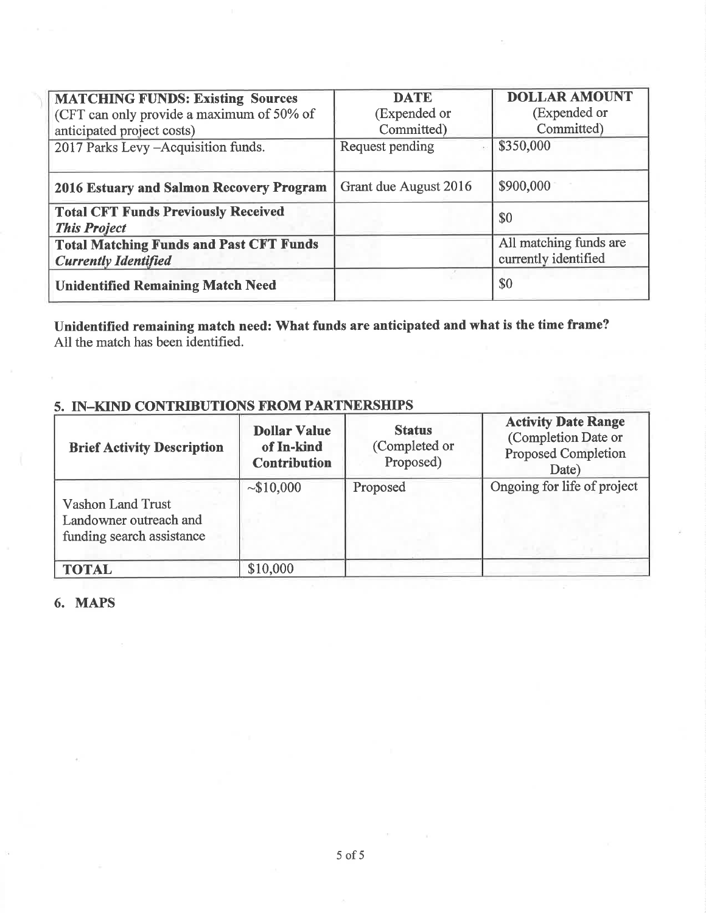| **MATCHING FUNDS: Existing Sources** (CFT can only provide a maximum of 50% of anticipated project costs) | **DATE** (Expended or Committed) | **DOLLAR AMOUNT** (Expended or Committed) |
|---|---|---|
| 2017 Parks Levy –Acquisition funds. | Request pending | $350,000 |
| **2016 Estuary and Salmon Recovery Program** | Grant due August 2016 | $900,000 |
| **Total CFT Funds Previously Received** ***This Project*** | | $0 |
| **Total Matching Funds and Past CFT Funds** ***Currently Identified*** | | All matching funds are currently identified |
| **Unidentified Remaining Match Need** | | $0 |

**Unidentified remaining match need: What funds are anticipated and what is the time frame?**
All the match has been identified.

## 5. IN–KIND CONTRIBUTIONS FROM PARTNERSHIPS

| Brief Activity Description | Dollar Value of In-kind Contribution | Status (Completed or Proposed) | Activity Date Range (Completion Date or Proposed Completion Date) |
|---|---|---|---|
| Vashon Land Trust Landowner outreach and funding search assistance | ~$10,000 | Proposed | Ongoing for life of project |
| **TOTAL** | $10,000 | | |

## 6. MAPS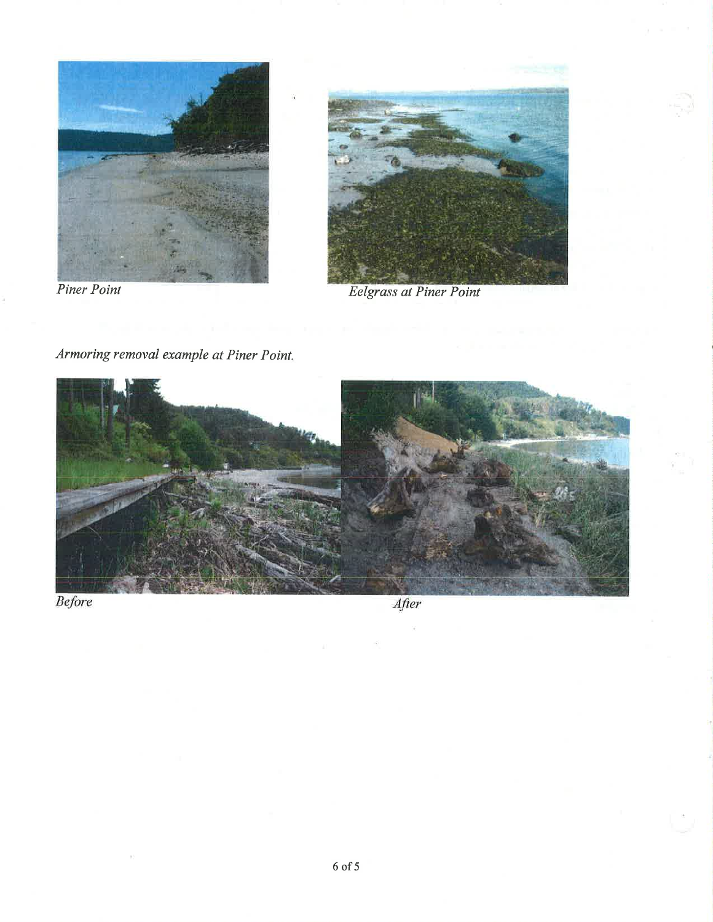*Piner Point*

*Eelgrass at Piner Point*

*Armoring removal example at Piner Point.*

*Before*

*After*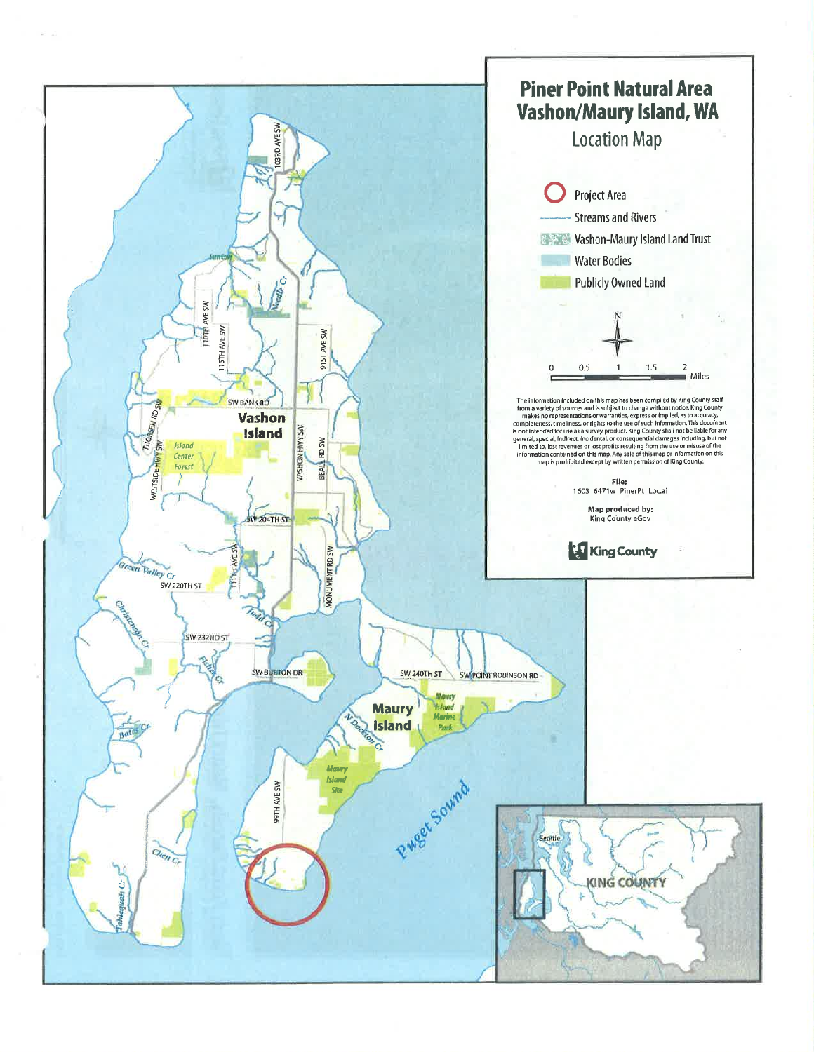# Piner Point Natural Area
# Vashon/Maury Island, WA

## Location Map

- Project Area
- Streams and Rivers
- Vashon-Maury Island Land Trust
- Water Bodies
- Publicly Owned Land

N

0 0.5 1 1.5 2 Miles

The information included on this map has been compiled by King County staff from a variety of sources and is subject to change without notice. King County makes no representations or warranties, express or implied, as to accuracy, completeness, timeliness, or rights to the use of such information. This document is not intended for use as a survey product. King County shall not be liable for any general, special, indirect, incidental, or consequential damages including, but not limited to, lost revenues or lost profits resulting from the use or misuse of the information contained on this map. Any sale of this map or information on this map is prohibited except by written permission of King County.

**File:**
1603_6471w_PinerPt_Loc.ai

**Map produced by:**
King County eGov

King County

Vashon Island

Maury Island

Puget Sound

Island Center Forest

Maury Island Marine Park

Maury Island Site

103RD AVE SW

Fern Cove

Needle Cr

119TH AVE SW

115TH AVE SW

91ST AVE SW

SW BANK RD

THORSEN RD SW

WESTSIDE HWY SW

VASHON HWY SW

BEALL RD SW

SW 204TH ST

111TH AVE SW

MONUMENT RD SW

Green Valley Cr

SW 220TH ST

Judd Cr

Christensen Cr

SW 232ND ST

Fisher Cr

SW BURTON DR

SW 240TH ST

SW POINT ROBINSON RD

N Dockton Cr

Bates Cr

99TH AVE SW

Shinglemill Cr

Tahlequah Cr

Seattle

KING COUNTY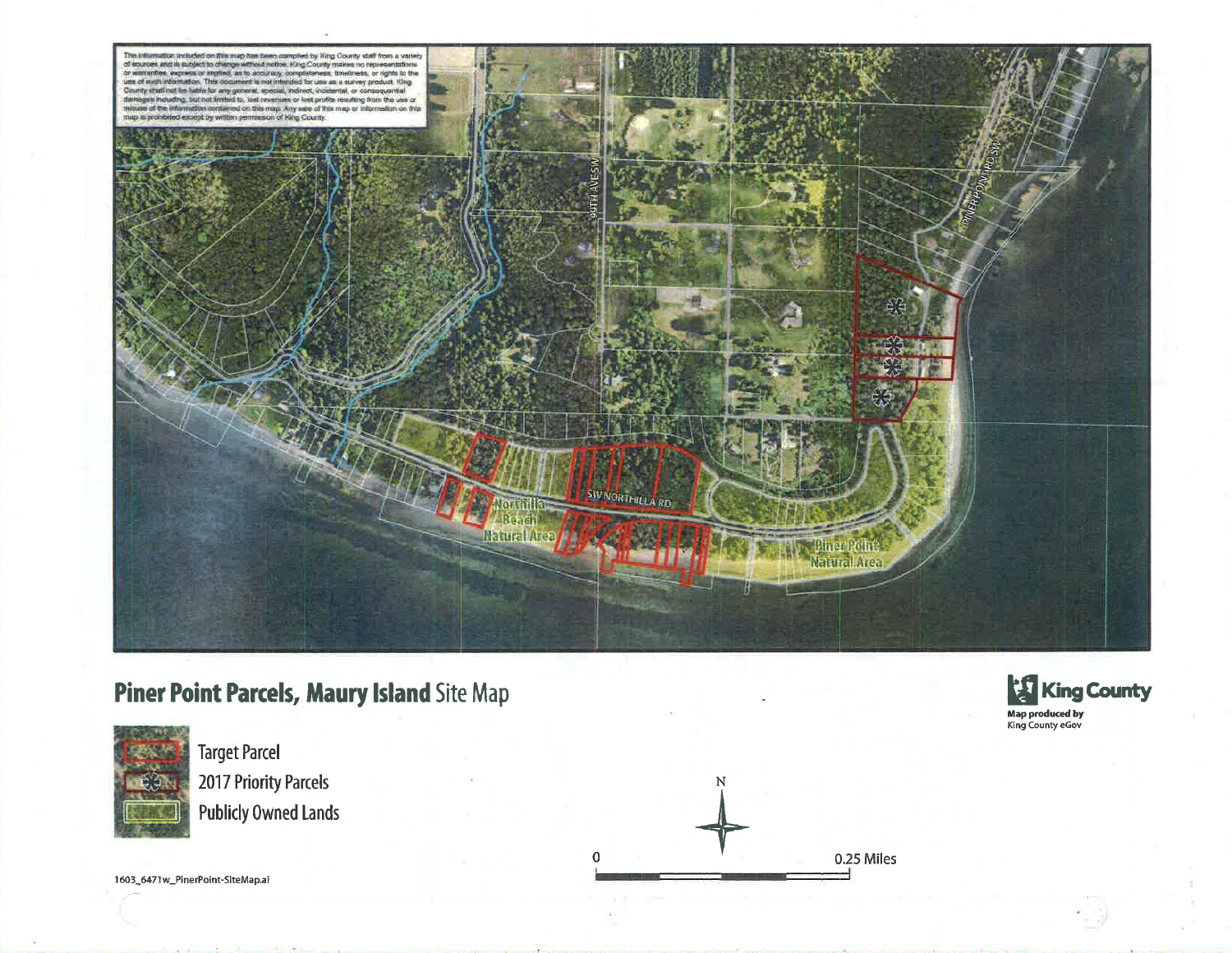The information included on this map has been compiled by King County staff from a variety of sources and is subject to change without notice. King County makes no representations or warranties, express or implied, as to accuracy, completeness, timeliness, or rights to the use of such information. This document is not intended for use as a survey product. King County shall not be liable for any general, special, indirect, incidental, or consequential damages including, but not limited to, lost revenues or lost profits resulting from the use or misuse of the information contained on this map. Any sale of this map or information on this map is prohibited except by written permission of King County.

99TH AVE SW

PINER POINT RD SW

SW NORTHILLA RD

Northilla Beach Natural Area

Piner Point Natural Area

# Piner Point Parcels, Maury Island Site Map

Target Parcel

2017 Priority Parcels

Publicly Owned Lands

King County

Map produced by King County eGov

N

0

0.25 Miles

1603_6471w_PinerPoint-SiteMap.ai